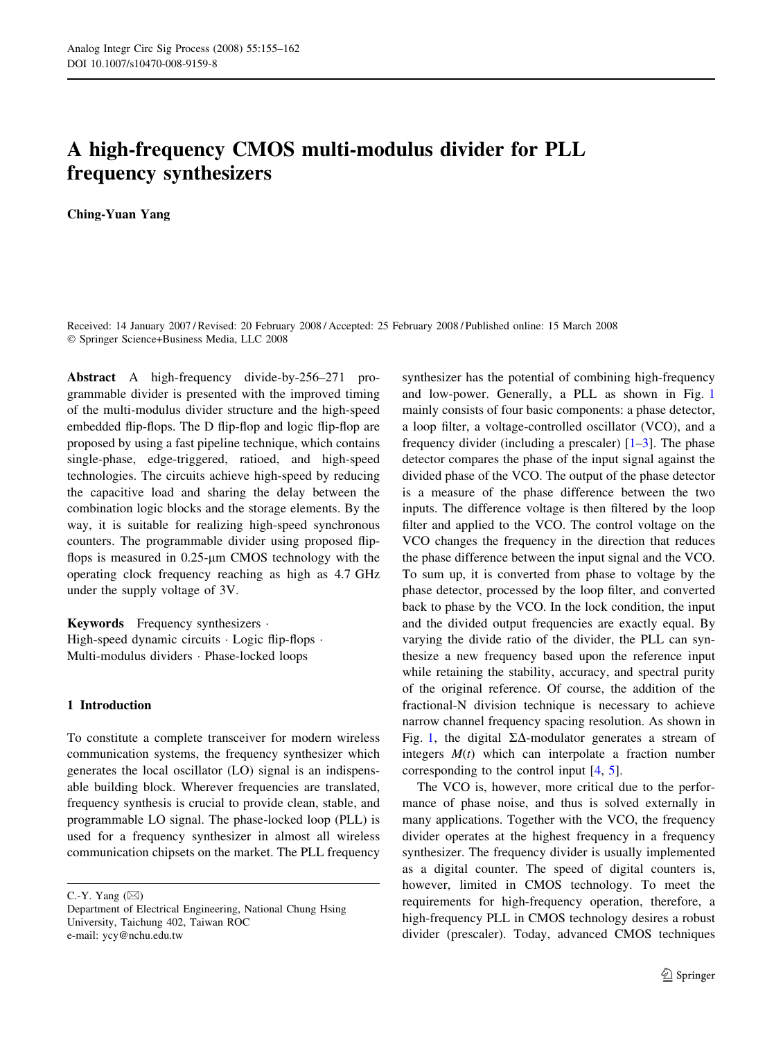# A high-frequency CMOS multi-modulus divider for PLL frequency synthesizers

**Ching-Yuan Yang**

Received: 14 January 2007 / Revised: 20 February 2008 / Accepted: 25 February 2008 / Published online: 15 March 2008
© Springer Science+Business Media, LLC 2008

**Abstract** A high-frequency divide-by-256–271 programmable divider is presented with the improved timing of the multi-modulus divider structure and the high-speed embedded flip-flops. The D flip-flop and logic flip-flop are proposed by using a fast pipeline technique, which contains single-phase, edge-triggered, ratioed, and high-speed technologies. The circuits achieve high-speed by reducing the capacitive load and sharing the delay between the combination logic blocks and the storage elements. By the way, it is suitable for realizing high-speed synchronous counters. The programmable divider using proposed flip-flops is measured in 0.25-μm CMOS technology with the operating clock frequency reaching as high as 4.7 GHz under the supply voltage of 3V.

**Keywords** Frequency synthesizers · High-speed dynamic circuits · Logic flip-flops · Multi-modulus dividers · Phase-locked loops

## 1 Introduction

To constitute a complete transceiver for modern wireless communication systems, the frequency synthesizer which generates the local oscillator (LO) signal is an indispensable building block. Wherever frequencies are translated, frequency synthesis is crucial to provide clean, stable, and programmable LO signal. The phase-locked loop (PLL) is used for a frequency synthesizer in almost all wireless communication chipsets on the market. The PLL frequency synthesizer has the potential of combining high-frequency and low-power. Generally, a PLL as shown in Fig. 1 mainly consists of four basic components: a phase detector, a loop filter, a voltage-controlled oscillator (VCO), and a frequency divider (including a prescaler) [1–3]. The phase detector compares the phase of the input signal against the divided phase of the VCO. The output of the phase detector is a measure of the phase difference between the two inputs. The difference voltage is then filtered by the loop filter and applied to the VCO. The control voltage on the VCO changes the frequency in the direction that reduces the phase difference between the input signal and the VCO. To sum up, it is converted from phase to voltage by the phase detector, processed by the loop filter, and converted back to phase by the VCO. In the lock condition, the input and the divided output frequencies are exactly equal. By varying the divide ratio of the divider, the PLL can synthesize a new frequency based upon the reference input while retaining the stability, accuracy, and spectral purity of the original reference. Of course, the addition of the fractional-N division technique is necessary to achieve narrow channel frequency spacing resolution. As shown in Fig. 1, the digital ΣΔ-modulator generates a stream of integers $M(t)$ which can interpolate a fraction number corresponding to the control input [4, 5].

The VCO is, however, more critical due to the performance of phase noise, and thus is solved externally in many applications. Together with the VCO, the frequency divider operates at the highest frequency in a frequency synthesizer. The frequency divider is usually implemented as a digital counter. The speed of digital counters is, however, limited in CMOS technology. To meet the requirements for high-frequency operation, therefore, a high-frequency PLL in CMOS technology desires a robust divider (prescaler). Today, advanced CMOS techniques

C.-Y. Yang (✉)
Department of Electrical Engineering, National Chung Hsing University, Taichung 402, Taiwan ROC
e-mail: ycy@nchu.edu.tw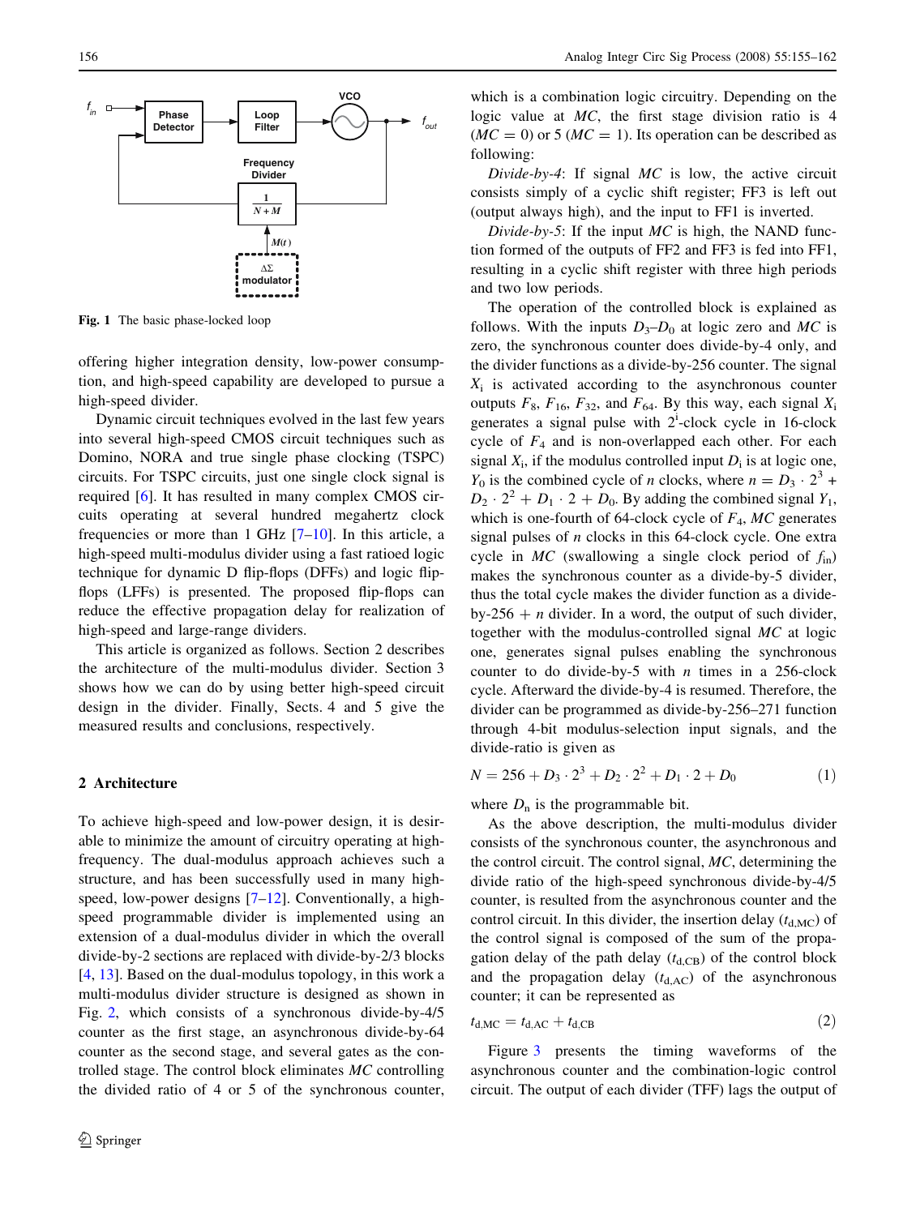**Fig. 1** The basic phase-locked loop

offering higher integration density, low-power consumption, and high-speed capability are developed to pursue a high-speed divider.

Dynamic circuit techniques evolved in the last few years into several high-speed CMOS circuit techniques such as Domino, NORA and true single phase clocking (TSPC) circuits. For TSPC circuits, just one single clock signal is required [6]. It has resulted in many complex CMOS circuits operating at several hundred megahertz clock frequencies or more than 1 GHz [7–10]. In this article, a high-speed multi-modulus divider using a fast ratioed logic technique for dynamic D flip-flops (DFFs) and logic flip-flops (LFFs) is presented. The proposed flip-flops can reduce the effective propagation delay for realization of high-speed and large-range dividers.

This article is organized as follows. Section 2 describes the architecture of the multi-modulus divider. Section 3 shows how we can do by using better high-speed circuit design in the divider. Finally, Sects. 4 and 5 give the measured results and conclusions, respectively.

## 2 Architecture

To achieve high-speed and low-power design, it is desirable to minimize the amount of circuitry operating at high-frequency. The dual-modulus approach achieves such a structure, and has been successfully used in many high-speed, low-power designs [7–12]. Conventionally, a high-speed programmable divider is implemented using an extension of a dual-modulus divider in which the overall divide-by-2 sections are replaced with divide-by-2/3 blocks [4, 13]. Based on the dual-modulus topology, in this work a multi-modulus divider structure is designed as shown in Fig. 2, which consists of a synchronous divide-by-4/5 counter as the first stage, an asynchronous divide-by-64 counter as the second stage, and several gates as the controlled stage. The control block eliminates *MC* controlling the divided ratio of 4 or 5 of the synchronous counter, which is a combination logic circuitry. Depending on the logic value at *MC*, the first stage division ratio is 4 ($MC = 0$) or 5 ($MC = 1$). Its operation can be described as following:

*Divide-by-4*: If signal *MC* is low, the active circuit consists simply of a cyclic shift register; FF3 is left out (output always high), and the input to FF1 is inverted.

*Divide-by-5*: If the input *MC* is high, the NAND function formed of the outputs of FF2 and FF3 is fed into FF1, resulting in a cyclic shift register with three high periods and two low periods.

The operation of the controlled block is explained as follows. With the inputs $D_3$–$D_0$ at logic zero and *MC* is zero, the synchronous counter does divide-by-4 only, and the divider functions as a divide-by-256 counter. The signal $X_i$ is activated according to the asynchronous counter outputs $F_8$, $F_{16}$, $F_{32}$, and $F_{64}$. By this way, each signal $X_i$ generates a signal pulse with $2^i$-clock cycle in 16-clock cycle of $F_4$ and is non-overlapped each other. For each signal $X_i$, if the modulus controlled input $D_i$ is at logic one, $Y_0$ is the combined cycle of *n* clocks, where $n = D_3 \cdot 2^3 + D_2 \cdot 2^2 + D_1 \cdot 2 + D_0$. By adding the combined signal $Y_1$, which is one-fourth of 64-clock cycle of $F_4$, *MC* generates signal pulses of *n* clocks in this 64-clock cycle. One extra cycle in *MC* (swallowing a single clock period of $f_{in}$) makes the synchronous counter as a divide-by-5 divider, thus the total cycle makes the divider function as a divide-by-256 + *n* divider. In a word, the output of such divider, together with the modulus-controlled signal *MC* at logic one, generates signal pulses enabling the synchronous counter to do divide-by-5 with *n* times in a 256-clock cycle. Afterward the divide-by-4 is resumed. Therefore, the divider can be programmed as divide-by-256–271 function through 4-bit modulus-selection input signals, and the divide-ratio is given as

$$N = 256 + D_3 \cdot 2^3 + D_2 \cdot 2^2 + D_1 \cdot 2 + D_0 \quad (1)$$

where $D_n$ is the programmable bit.

As the above description, the multi-modulus divider consists of the synchronous counter, the asynchronous and the control circuit. The control signal, *MC*, determining the divide ratio of the high-speed synchronous divide-by-4/5 counter, is resulted from the asynchronous counter and the control circuit. In this divider, the insertion delay ($t_{d,MC}$) of the control signal is composed of the sum of the propagation delay of the path delay ($t_{d,CB}$) of the control block and the propagation delay ($t_{d,AC}$) of the asynchronous counter; it can be represented as

$$t_{d,MC} = t_{d,AC} + t_{d,CB} \quad (2)$$

Figure 3 presents the timing waveforms of the asynchronous counter and the combination-logic control circuit. The output of each divider (TFF) lags the output of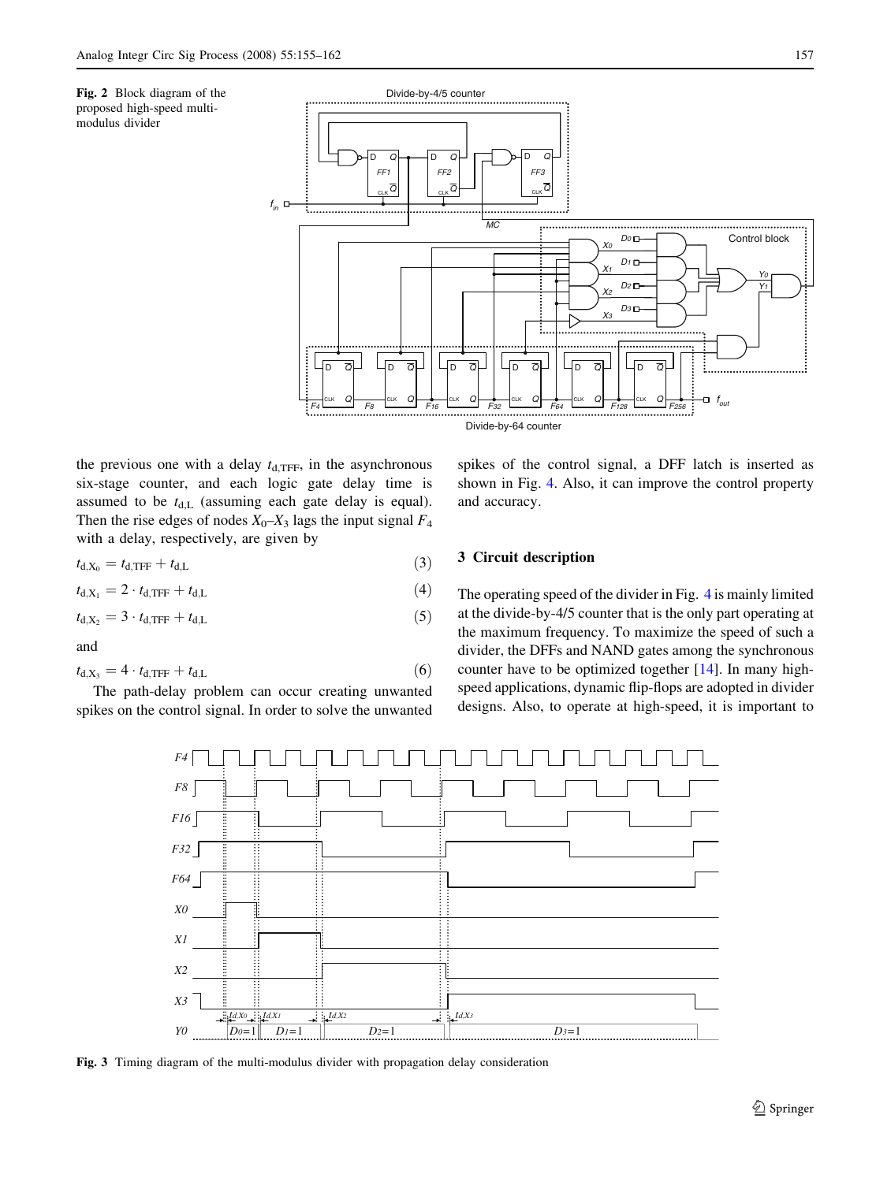**Fig. 2** Block diagram of the proposed high-speed multi-modulus divider

the previous one with a delay $t_{d,TFF}$, in the asynchronous six-stage counter, and each logic gate delay time is assumed to be $t_{d,L}$ (assuming each gate delay is equal). Then the rise edges of nodes $X_0$–$X_3$ lags the input signal $F_4$ with a delay, respectively, are given by

$$t_{d,X_0} = t_{d,TFF} + t_{d,L} \tag{3}$$

$$t_{d,X_1} = 2 \cdot t_{d,TFF} + t_{d,L} \tag{4}$$

$$t_{d,X_2} = 3 \cdot t_{d,TFF} + t_{d,L} \tag{5}$$

and

$$t_{d,X_3} = 4 \cdot t_{d,TFF} + t_{d,L} \tag{6}$$

The path-delay problem can occur creating unwanted spikes on the control signal. In order to solve the unwanted spikes of the control signal, a DFF latch is inserted as shown in Fig. 4. Also, it can improve the control property and accuracy.

## 3 Circuit description

The operating speed of the divider in Fig. 4 is mainly limited at the divide-by-4/5 counter that is the only part operating at the maximum frequency. To maximize the speed of such a divider, the DFFs and NAND gates among the synchronous counter have to be optimized together [14]. In many high-speed applications, dynamic flip-flops are adopted in divider designs. Also, to operate at high-speed, it is important to

**Fig. 3** Timing diagram of the multi-modulus divider with propagation delay consideration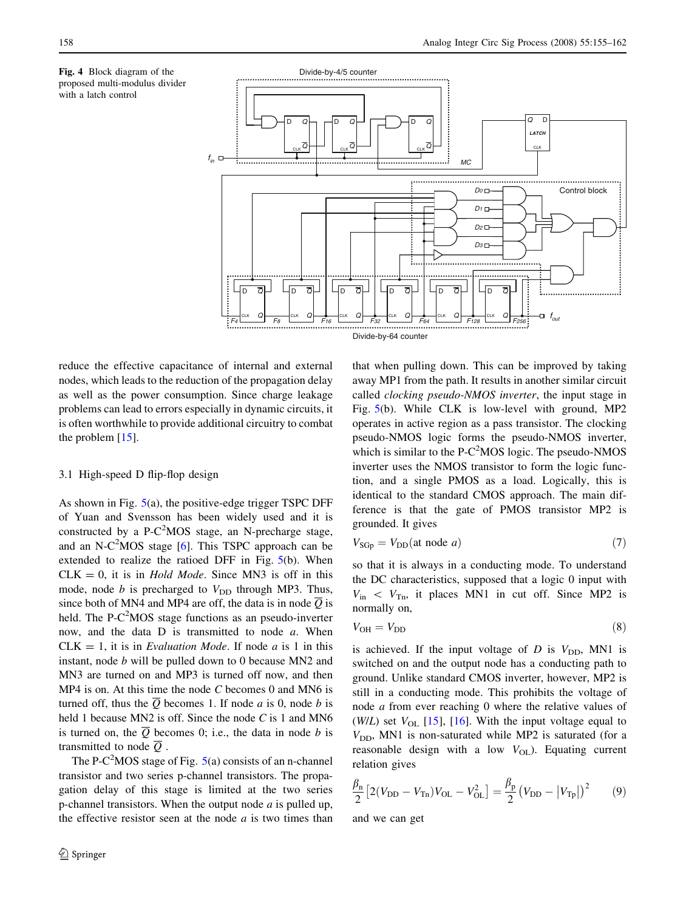**Fig. 4** Block diagram of the proposed multi-modulus divider with a latch control

reduce the effective capacitance of internal and external nodes, which leads to the reduction of the propagation delay as well as the power consumption. Since charge leakage problems can lead to errors especially in dynamic circuits, it is often worthwhile to provide additional circuitry to combat the problem [15].

### 3.1 High-speed D flip-flop design

As shown in Fig. 5(a), the positive-edge trigger TSPC DFF of Yuan and Svensson has been widely used and it is constructed by a P-C$^2$MOS stage, an N-precharge stage, and an N-C$^2$MOS stage [6]. This TSPC approach can be extended to realize the ratioed DFF in Fig. 5(b). When CLK = 0, it is in *Hold Mode*. Since MN3 is off in this mode, node *b* is precharged to $V_{DD}$ through MP3. Thus, since both of MN4 and MP4 are off, the data is in node $\overline{Q}$ is held. The P-C$^2$MOS stage functions as an pseudo-inverter now, and the data D is transmitted to node *a*. When CLK = 1, it is in *Evaluation Mode*. If node *a* is 1 in this instant, node *b* will be pulled down to 0 because MN2 and MN3 are turned on and MP3 is turned off now, and then MP4 is on. At this time the node *C* becomes 0 and MN6 is turned off, thus the $\overline{Q}$ becomes 1. If node *a* is 0, node *b* is held 1 because MN2 is off. Since the node *C* is 1 and MN6 is turned on, the $\overline{Q}$ becomes 0; i.e., the data in node *b* is transmitted to node $\overline{Q}$ .

The P-C$^2$MOS stage of Fig. 5(a) consists of an n-channel transistor and two series p-channel transistors. The propagation delay of this stage is limited at the two series p-channel transistors. When the output node *a* is pulled up, the effective resistor seen at the node *a* is two times than that when pulling down. This can be improved by taking away MP1 from the path. It results in another similar circuit called *clocking pseudo-NMOS inverter*, the input stage in Fig. 5(b). While CLK is low-level with ground, MP2 operates in active region as a pass transistor. The clocking pseudo-NMOS logic forms the pseudo-NMOS inverter, which is similar to the P-C$^2$MOS logic. The pseudo-NMOS inverter uses the NMOS transistor to form the logic function, and a single PMOS as a load. Logically, this is identical to the standard CMOS approach. The main difference is that the gate of PMOS transistor MP2 is grounded. It gives

$$V_{SGp} = V_{DD} (\text{at node } a) \tag{7}$$

so that it is always in a conducting mode. To understand the DC characteristics, supposed that a logic 0 input with $V_{in} < V_{Tn}$, it places MN1 in cut off. Since MP2 is normally on,

$$V_{OH} = V_{DD} \tag{8}$$

is achieved. If the input voltage of *D* is $V_{DD}$, MN1 is switched on and the output node has a conducting path to ground. Unlike standard CMOS inverter, however, MP2 is still in a conducting mode. This prohibits the voltage of node *a* from ever reaching 0 where the relative values of (*W*/*L*) set $V_{OL}$ [15], [16]. With the input voltage equal to $V_{DD}$, MN1 is non-saturated while MP2 is saturated (for a reasonable design with a low $V_{OL}$). Equating current relation gives

$$\frac{\beta_n}{2}\left[2(V_{DD} - V_{Tn})V_{OL} - V_{OL}^2\right] = \frac{\beta_p}{2}\left(V_{DD} - \left|V_{Tp}\right|\right)^2 \tag{9}$$

and we can get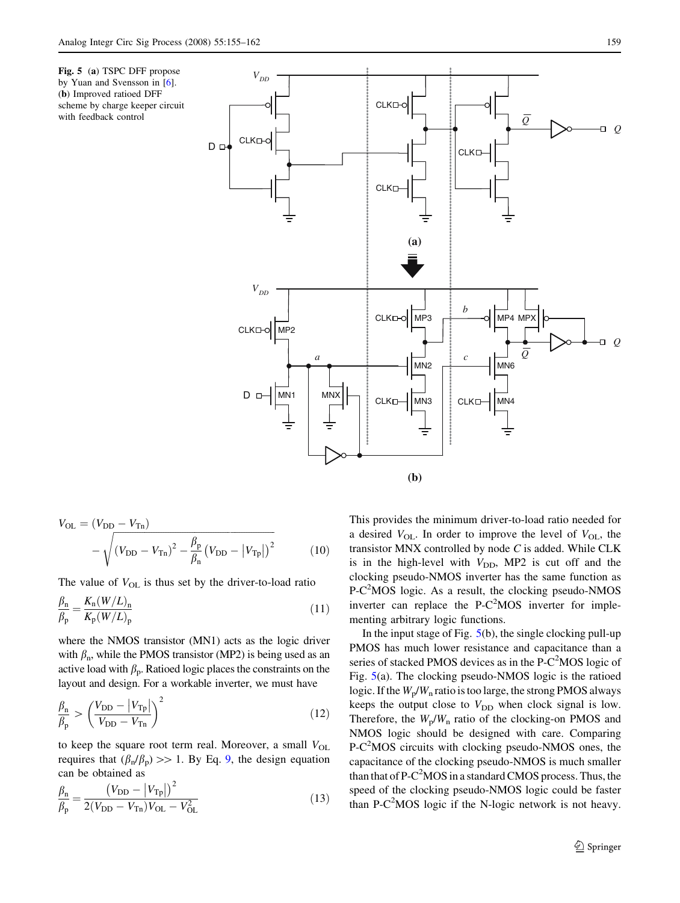**Fig. 5** (**a**) TSPC DFF propose by Yuan and Svensson in [6]. (**b**) Improved ratioed DFF scheme by charge keeper circuit with feedback control

$$V_{OL} = (V_{DD} - V_{Tn}) - \sqrt{(V_{DD} - V_{Tn})^2 - \frac{\beta_p}{\beta_n}\left(V_{DD} - |V_{Tp}|\right)^2} \qquad (10)$$

The value of $V_{OL}$ is thus set by the driver-to-load ratio

$$\frac{\beta_n}{\beta_p} = \frac{K_n(W/L)_n}{K_p(W/L)_p} \qquad (11)$$

where the NMOS transistor (MN1) acts as the logic driver with $\beta_n$, while the PMOS transistor (MP2) is being used as an active load with $\beta_p$. Ratioed logic places the constraints on the layout and design. For a workable inverter, we must have

$$\frac{\beta_n}{\beta_p} > \left(\frac{V_{DD} - |V_{Tp}|}{V_{DD} - V_{Tn}}\right)^2 \qquad (12)$$

to keep the square root term real. Moreover, a small $V_{OL}$ requires that $(\beta_n/\beta_p) >> 1$. By Eq. 9, the design equation can be obtained as

$$\frac{\beta_n}{\beta_p} = \frac{\left(V_{DD} - |V_{Tp}|\right)^2}{2(V_{DD} - V_{Tn})V_{OL} - V_{OL}^2} \qquad (13)$$

This provides the minimum driver-to-load ratio needed for a desired $V_{OL}$. In order to improve the level of $V_{OL}$, the transistor MNX controlled by node *C* is added. While CLK is in the high-level with $V_{DD}$, MP2 is cut off and the clocking pseudo-NMOS inverter has the same function as P-C$^2$MOS logic. As a result, the clocking pseudo-NMOS inverter can replace the P-C$^2$MOS inverter for implementing arbitrary logic functions.

In the input stage of Fig. 5(b), the single clocking pull-up PMOS has much lower resistance and capacitance than a series of stacked PMOS devices as in the P-C$^2$MOS logic of Fig. 5(a). The clocking pseudo-NMOS logic is the ratioed logic. If the $W_p/W_n$ ratio is too large, the strong PMOS always keeps the output close to $V_{DD}$ when clock signal is low. Therefore, the $W_p/W_n$ ratio of the clocking-on PMOS and NMOS logic should be designed with care. Comparing P-C$^2$MOS circuits with clocking pseudo-NMOS ones, the capacitance of the clocking pseudo-NMOS is much smaller than that of P-C$^2$MOS in a standard CMOS process. Thus, the speed of the clocking pseudo-NMOS logic could be faster than P-C$^2$MOS logic if the N-logic network is not heavy.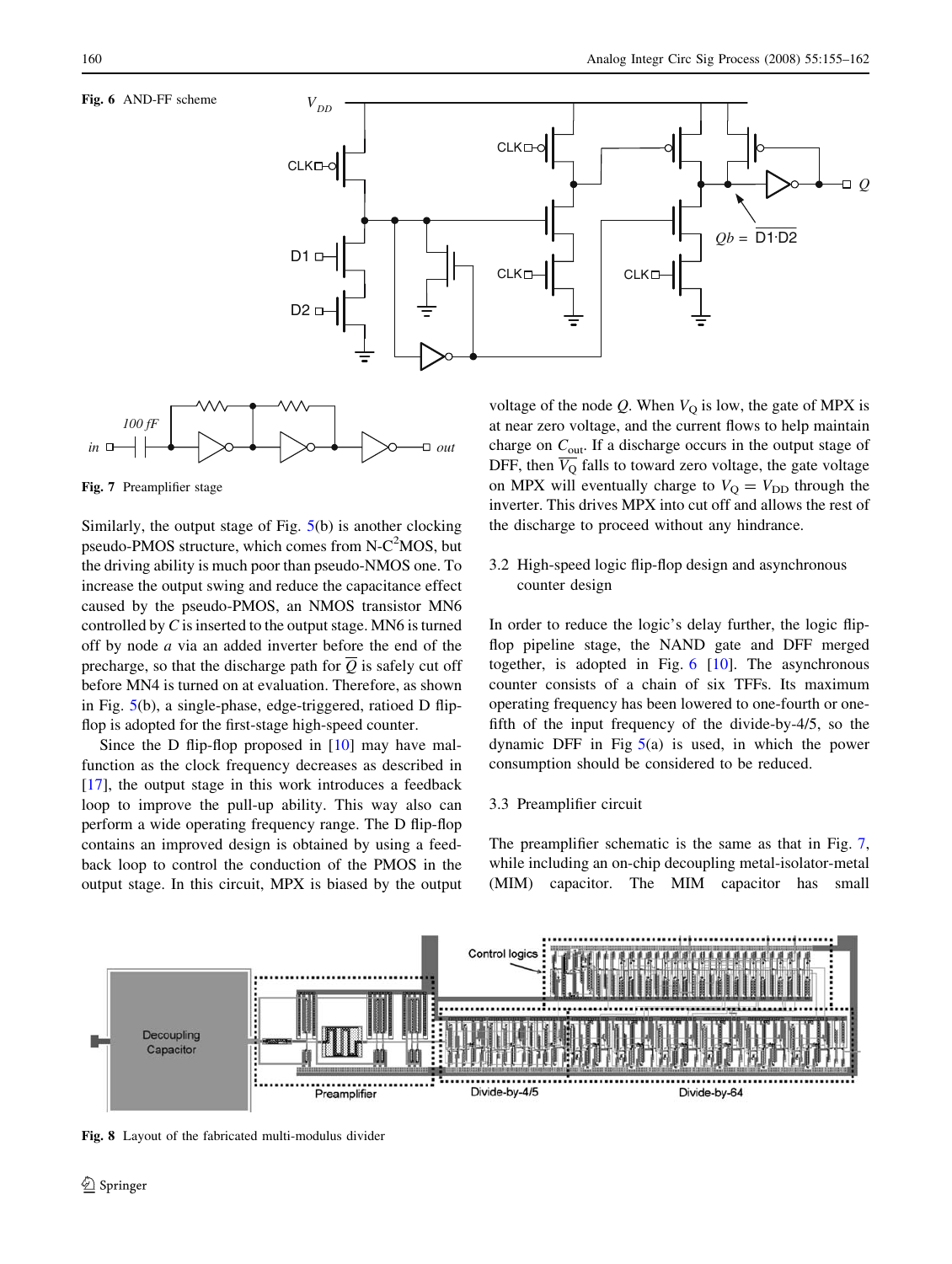Fig. 6 AND-FF scheme

Fig. 7 Preamplifier stage

Similarly, the output stage of Fig. 5(b) is another clocking pseudo-PMOS structure, which comes from N-C$^2$MOS, but the driving ability is much poor than pseudo-NMOS one. To increase the output swing and reduce the capacitance effect caused by the pseudo-PMOS, an NMOS transistor MN6 controlled by $C$ is inserted to the output stage. MN6 is turned off by node $a$ via an added inverter before the end of the precharge, so that the discharge path for $\overline{Q}$ is safely cut off before MN4 is turned on at evaluation. Therefore, as shown in Fig. 5(b), a single-phase, edge-triggered, ratioed D flip-flop is adopted for the first-stage high-speed counter.

Since the D flip-flop proposed in [10] may have malfunction as the clock frequency decreases as described in [17], the output stage in this work introduces a feedback loop to improve the pull-up ability. This way also can perform a wide operating frequency range. The D flip-flop contains an improved design is obtained by using a feedback loop to control the conduction of the PMOS in the output stage. In this circuit, MPX is biased by the output voltage of the node $Q$. When $V_Q$ is low, the gate of MPX is at near zero voltage, and the current flows to help maintain charge on $C_{out}$. If a discharge occurs in the output stage of DFF, then $\overline{V_Q}$ falls to toward zero voltage, the gate voltage on MPX will eventually charge to $V_Q = V_{DD}$ through the inverter. This drives MPX into cut off and allows the rest of the discharge to proceed without any hindrance.

### 3.2 High-speed logic flip-flop design and asynchronous counter design

In order to reduce the logic's delay further, the logic flip-flop pipeline stage, the NAND gate and DFF merged together, is adopted in Fig. 6 [10]. The asynchronous counter consists of a chain of six TFFs. Its maximum operating frequency has been lowered to one-fourth or one-fifth of the input frequency of the divide-by-4/5, so the dynamic DFF in Fig 5(a) is used, in which the power consumption should be considered to be reduced.

### 3.3 Preamplifier circuit

The preamplifier schematic is the same as that in Fig. 7, while including an on-chip decoupling metal-isolator-metal (MIM) capacitor. The MIM capacitor has small

Fig. 8 Layout of the fabricated multi-modulus divider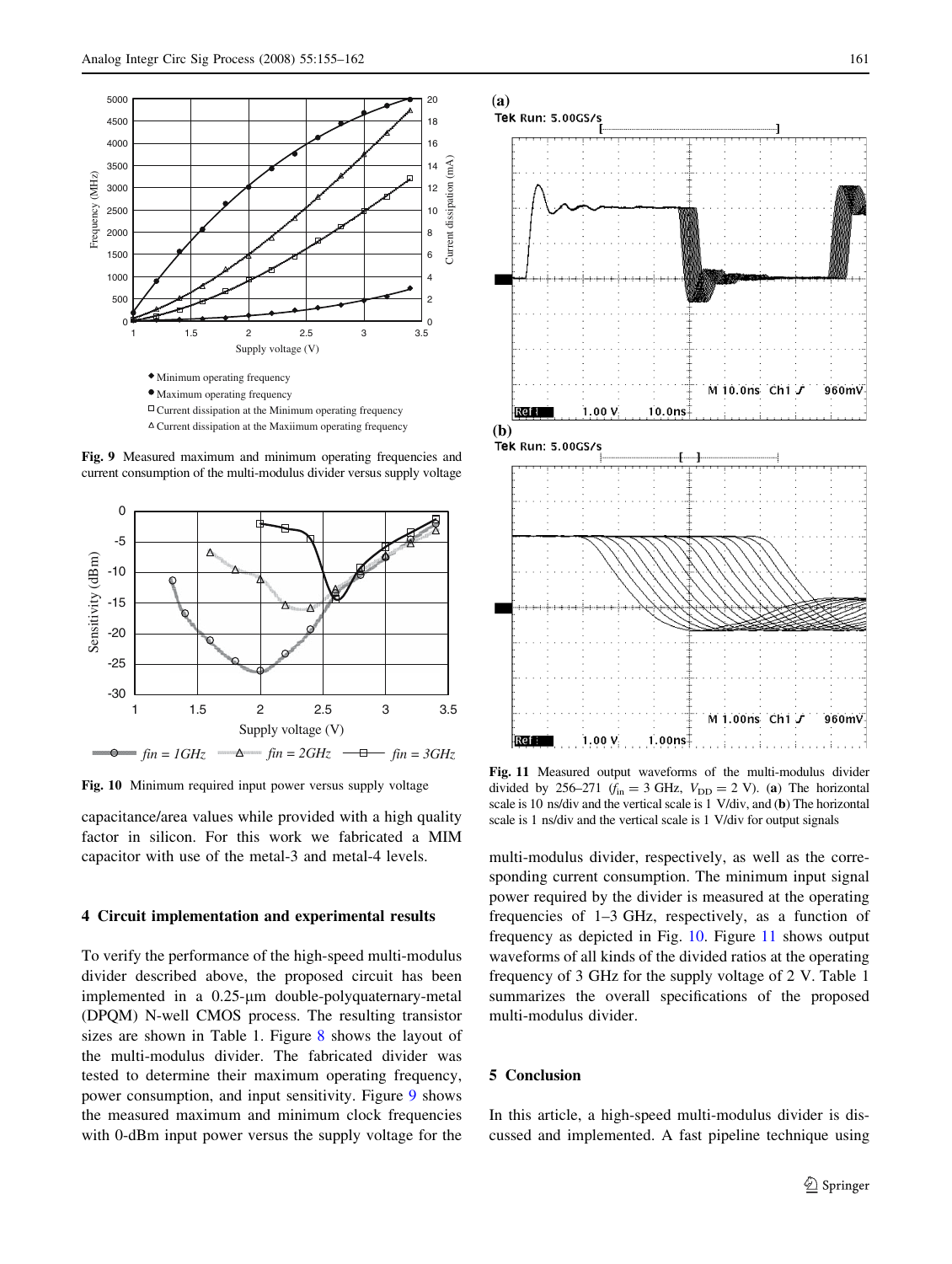Fig. 9 Measured maximum and minimum operating frequencies and current consumption of the multi-modulus divider versus supply voltage

Fig. 10 Minimum required input power versus supply voltage

capacitance/area values while provided with a high quality factor in silicon. For this work we fabricated a MIM capacitor with use of the metal-3 and metal-4 levels.

## 4 Circuit implementation and experimental results

To verify the performance of the high-speed multi-modulus divider described above, the proposed circuit has been implemented in a 0.25-μm double-polyquaternary-metal (DPQM) N-well CMOS process. The resulting transistor sizes are shown in Table 1. Figure 8 shows the layout of the multi-modulus divider. The fabricated divider was tested to determine their maximum operating frequency, power consumption, and input sensitivity. Figure 9 shows the measured maximum and minimum clock frequencies with 0-dBm input power versus the supply voltage for the multi-modulus divider, respectively, as well as the corresponding current consumption. The minimum input signal power required by the divider is measured at the operating frequencies of 1–3 GHz, respectively, as a function of frequency as depicted in Fig. 10. Figure 11 shows output waveforms of all kinds of the divided ratios at the operating frequency of 3 GHz for the supply voltage of 2 V. Table 1 summarizes the overall specifications of the proposed multi-modulus divider.

Fig. 11 Measured output waveforms of the multi-modulus divider divided by 256–271 ($f_{in}$ = 3 GHz, $V_{DD}$ = 2 V). (**a**) The horizontal scale is 10 ns/div and the vertical scale is 1 V/div, and (**b**) The horizontal scale is 1 ns/div and the vertical scale is 1 V/div for output signals

## 5 Conclusion

In this article, a high-speed multi-modulus divider is discussed and implemented. A fast pipeline technique using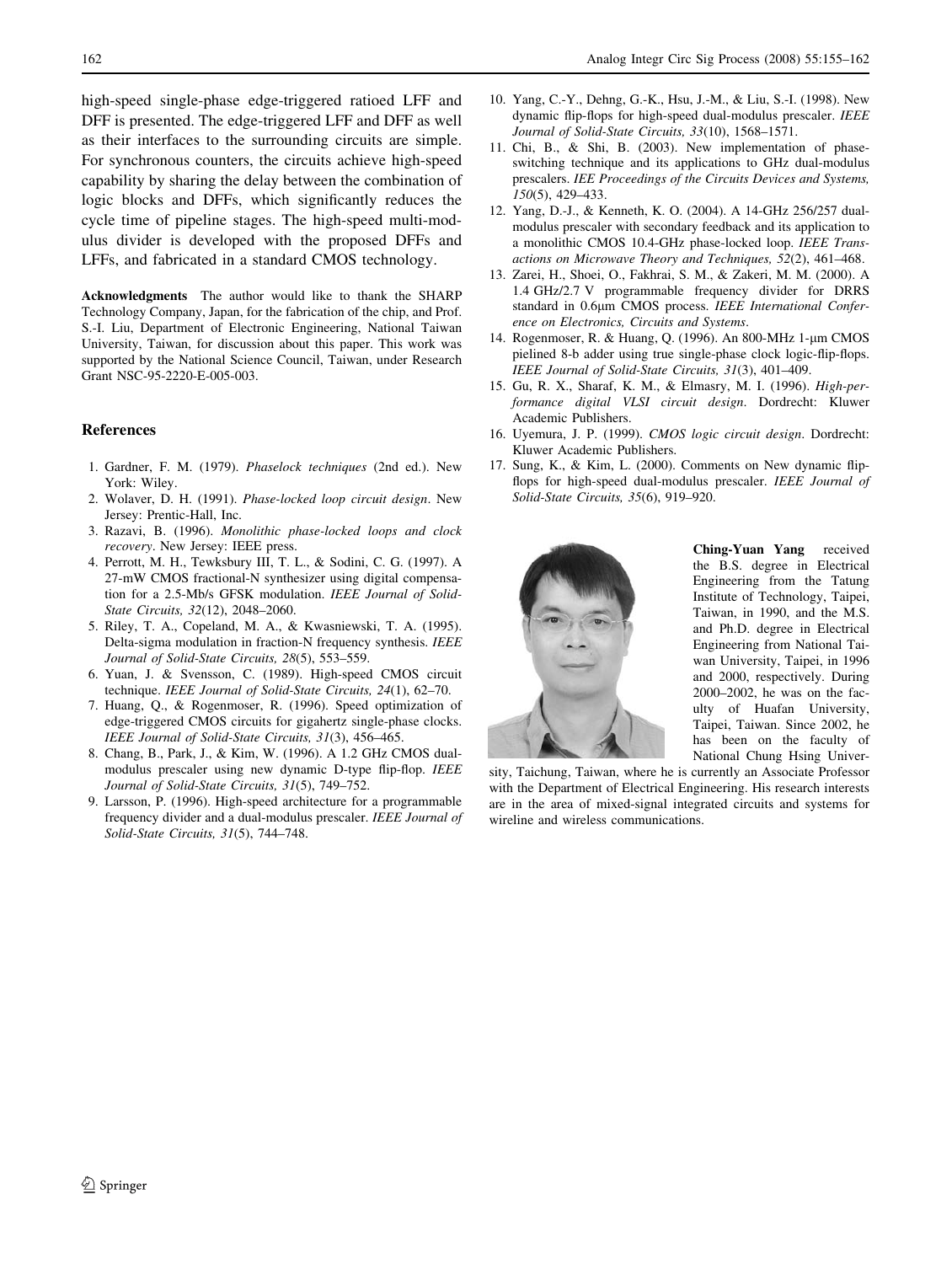high-speed single-phase edge-triggered ratioed LFF and DFF is presented. The edge-triggered LFF and DFF as well as their interfaces to the surrounding circuits are simple. For synchronous counters, the circuits achieve high-speed capability by sharing the delay between the combination of logic blocks and DFFs, which significantly reduces the cycle time of pipeline stages. The high-speed multi-modulus divider is developed with the proposed DFFs and LFFs, and fabricated in a standard CMOS technology.

**Acknowledgments** The author would like to thank the SHARP Technology Company, Japan, for the fabrication of the chip, and Prof. S.-I. Liu, Department of Electronic Engineering, National Taiwan University, Taiwan, for discussion about this paper. This work was supported by the National Science Council, Taiwan, under Research Grant NSC-95-2220-E-005-003.

## References

1. Gardner, F. M. (1979). *Phaselock techniques* (2nd ed.). New York: Wiley.
2. Wolaver, D. H. (1991). *Phase-locked loop circuit design*. New Jersey: Prentic-Hall, Inc.
3. Razavi, B. (1996). *Monolithic phase-locked loops and clock recovery*. New Jersey: IEEE press.
4. Perrott, M. H., Tewksbury III, T. L., & Sodini, C. G. (1997). A 27-mW CMOS fractional-N synthesizer using digital compensation for a 2.5-Mb/s GFSK modulation. *IEEE Journal of Solid-State Circuits, 32*(12), 2048–2060.
5. Riley, T. A., Copeland, M. A., & Kwasniewski, T. A. (1995). Delta-sigma modulation in fraction-N frequency synthesis. *IEEE Journal of Solid-State Circuits, 28*(5), 553–559.
6. Yuan, J. & Svensson, C. (1989). High-speed CMOS circuit technique. *IEEE Journal of Solid-State Circuits, 24*(1), 62–70.
7. Huang, Q., & Rogenmoser, R. (1996). Speed optimization of edge-triggered CMOS circuits for gigahertz single-phase clocks. *IEEE Journal of Solid-State Circuits, 31*(3), 456–465.
8. Chang, B., Park, J., & Kim, W. (1996). A 1.2 GHz CMOS dual-modulus prescaler using new dynamic D-type flip-flop. *IEEE Journal of Solid-State Circuits, 31*(5), 749–752.
9. Larsson, P. (1996). High-speed architecture for a programmable frequency divider and a dual-modulus prescaler. *IEEE Journal of Solid-State Circuits, 31*(5), 744–748.
10. Yang, C.-Y., Dehng, G.-K., Hsu, J.-M., & Liu, S.-I. (1998). New dynamic flip-flops for high-speed dual-modulus prescaler. *IEEE Journal of Solid-State Circuits, 33*(10), 1568–1571.
11. Chi, B., & Shi, B. (2003). New implementation of phase-switching technique and its applications to GHz dual-modulus prescalers. *IEE Proceedings of the Circuits Devices and Systems, 150*(5), 429–433.
12. Yang, D.-J., & Kenneth, K. O. (2004). A 14-GHz 256/257 dual-modulus prescaler with secondary feedback and its application to a monolithic CMOS 10.4-GHz phase-locked loop. *IEEE Transactions on Microwave Theory and Techniques, 52*(2), 461–468.
13. Zarei, H., Shoei, O., Fakhrai, S. M., & Zakeri, M. M. (2000). A 1.4 GHz/2.7 V programmable frequency divider for DRRS standard in 0.6μm CMOS process. *IEEE International Conference on Electronics, Circuits and Systems*.
14. Rogenmoser, R. & Huang, Q. (1996). An 800-MHz 1-μm CMOS pielined 8-b adder using true single-phase clock logic-flip-flops. *IEEE Journal of Solid-State Circuits, 31*(3), 401–409.
15. Gu, R. X., Sharaf, K. M., & Elmasry, M. I. (1996). *High-performance digital VLSI circuit design*. Dordrecht: Kluwer Academic Publishers.
16. Uyemura, J. P. (1999). *CMOS logic circuit design*. Dordrecht: Kluwer Academic Publishers.
17. Sung, K., & Kim, L. (2000). Comments on New dynamic flip-flops for high-speed dual-modulus prescaler. *IEEE Journal of Solid-State Circuits, 35*(6), 919–920.

**Ching-Yuan Yang** received the B.S. degree in Electrical Engineering from the Tatung Institute of Technology, Taipei, Taiwan, in 1990, and the M.S. and Ph.D. degree in Electrical Engineering from National Taiwan University, Taipei, in 1996 and 2000, respectively. During 2000–2002, he was on the faculty of Huafan University, Taipei, Taiwan. Since 2002, he has been on the faculty of National Chung Hsing University, Taichung, Taiwan, where he is currently an Associate Professor with the Department of Electrical Engineering. His research interests are in the area of mixed-signal integrated circuits and systems for wireline and wireless communications.